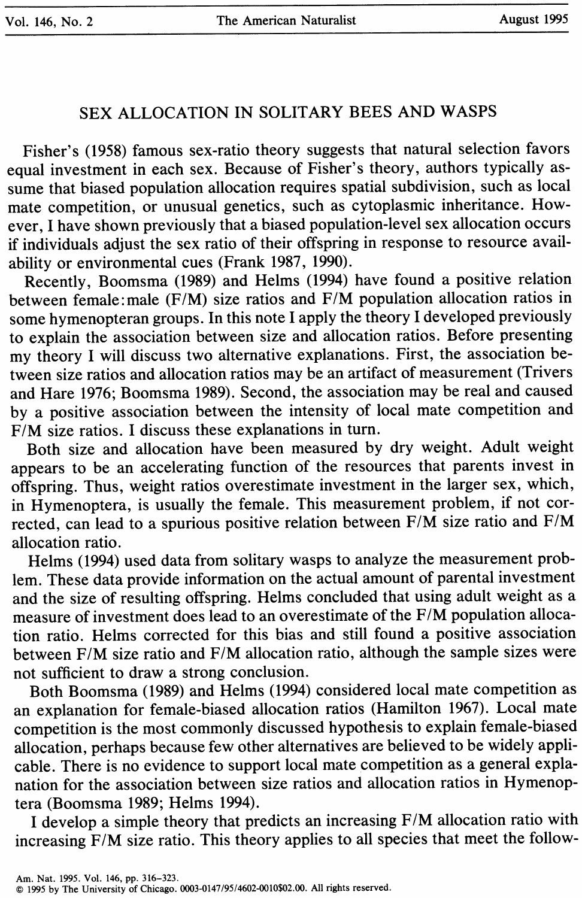# SEX ALLOCATION IN SOLITARY BEES AND WASPS

Fisher's (1958) famous sex-ratio theory suggests that natural selection favors equal investment in each sex. Because of Fisher's theory, authors typically assume that biased population allocation requires spatial subdivision, such as local mate competition, or unusual genetics, such as cytoplasmic inheritance. However, I have shown previously that a biased population-level sex allocation occurs if individuals adjust the sex ratio of their offspring in response to resource availability or environmental cues (Frank 1987, 1990).

Recently, Boomsma (1989) and Helms (1994) have found a positive relation between female:male (F/M) size ratios and F/M population allocation ratios in some hymenopteran groups. In this note I apply the theory I developed previously to explain the association between size and allocation ratios. Before presenting my theory I will discuss two alternative explanations. First, the association between size ratios and allocation ratios may be an artifact of measurement (Trivers and Hare 1976; Boomsma 1989). Second, the association may be real and caused by a positive association between the intensity of local mate competition and F/M size ratios. I discuss these explanations in turn.

Both size and allocation have been measured by dry weight. Adult weight appears to be an accelerating function of the resources that parents invest in offspring. Thus, weight ratios overestimate investment in the larger sex, which, in Hymenoptera, is usually the female. This measurement problem, if not corrected, can lead to a spurious positive relation between F/M size ratio and F/M allocation ratio.

Helms (1994) used data from solitary wasps to analyze the measurement problem. These data provide information on the actual amount of parental investment and the size of resulting offspring. Helms concluded that using adult weight as a measure of investment does lead to an overestimate of the F/M population allocation ratio. Helms corrected for this bias and still found a positive association between F/M size ratio and F/M allocation ratio, although the sample sizes were not sufficient to draw a strong conclusion.

Both Boomsma (1989) and Helms (1994) considered local mate competition as an explanation for female-biased allocation ratios (Hamilton 1967). Local mate competition is the most commonly discussed hypothesis to explain female-biased allocation, perhaps because few other alternatives are believed to be widely applicable. There is no evidence to support local mate competition as a general explanation for the association between size ratios and allocation ratios in Hymenoptera (Boomsma 1989; Helms 1994).

I develop a simple theory that predicts an increasing F/M allocation ratio with increasing F/M size ratio. This theory applies to all species that meet the follow-

Am. Nat. 1995. Vol. 146, pp. 316–323.
© 1995 by The University of Chicago. 0003-0147/95/4602-0010$02.00. All rights reserved.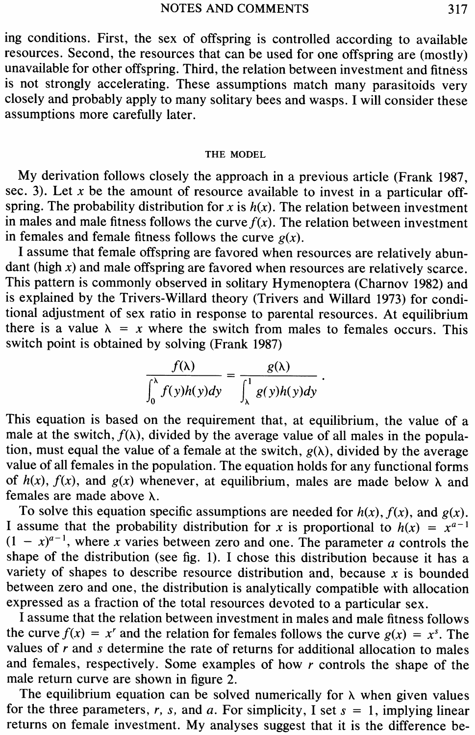ing conditions. First, the sex of offspring is controlled according to available resources. Second, the resources that can be used for one offspring are (mostly) unavailable for other offspring. Third, the relation between investment and fitness is not strongly accelerating. These assumptions match many parasitoids very closely and probably apply to many solitary bees and wasps. I will consider these assumptions more carefully later.

## THE MODEL

My derivation follows closely the approach in a previous article (Frank 1987, sec. 3). Let $x$ be the amount of resource available to invest in a particular offspring. The probability distribution for $x$ is $h(x)$. The relation between investment in males and male fitness follows the curve $f(x)$. The relation between investment in females and female fitness follows the curve $g(x)$.

I assume that female offspring are favored when resources are relatively abundant (high $x$) and male offspring are favored when resources are relatively scarce. This pattern is commonly observed in solitary Hymenoptera (Charnov 1982) and is explained by the Trivers-Willard theory (Trivers and Willard 1973) for conditional adjustment of sex ratio in response to parental resources. At equilibrium there is a value $\lambda = x$ where the switch from males to females occurs. This switch point is obtained by solving (Frank 1987)

$$\frac{f(\lambda)}{\int_0^\lambda f(y)h(y)dy} = \frac{g(\lambda)}{\int_\lambda^1 g(y)h(y)dy}.$$

This equation is based on the requirement that, at equilibrium, the value of a male at the switch, $f(\lambda)$, divided by the average value of all males in the population, must equal the value of a female at the switch, $g(\lambda)$, divided by the average value of all females in the population. The equation holds for any functional forms of $h(x)$, $f(x)$, and $g(x)$ whenever, at equilibrium, males are made below $\lambda$ and females are made above $\lambda$.

To solve this equation specific assumptions are needed for $h(x)$, $f(x)$, and $g(x)$. I assume that the probability distribution for $x$ is proportional to $h(x) = x^{a-1}(1 - x)^{a-1}$, where $x$ varies between zero and one. The parameter $a$ controls the shape of the distribution (see fig. 1). I chose this distribution because it has a variety of shapes to describe resource distribution and, because $x$ is bounded between zero and one, the distribution is analytically compatible with allocation expressed as a fraction of the total resources devoted to a particular sex.

I assume that the relation between investment in males and male fitness follows the curve $f(x) = x^r$ and the relation for females follows the curve $g(x) = x^s$. The values of $r$ and $s$ determine the rate of returns for additional allocation to males and females, respectively. Some examples of how $r$ controls the shape of the male return curve are shown in figure 2.

The equilibrium equation can be solved numerically for $\lambda$ when given values for the three parameters, $r$, $s$, and $a$. For simplicity, I set $s = 1$, implying linear returns on female investment. My analyses suggest that it is the difference be-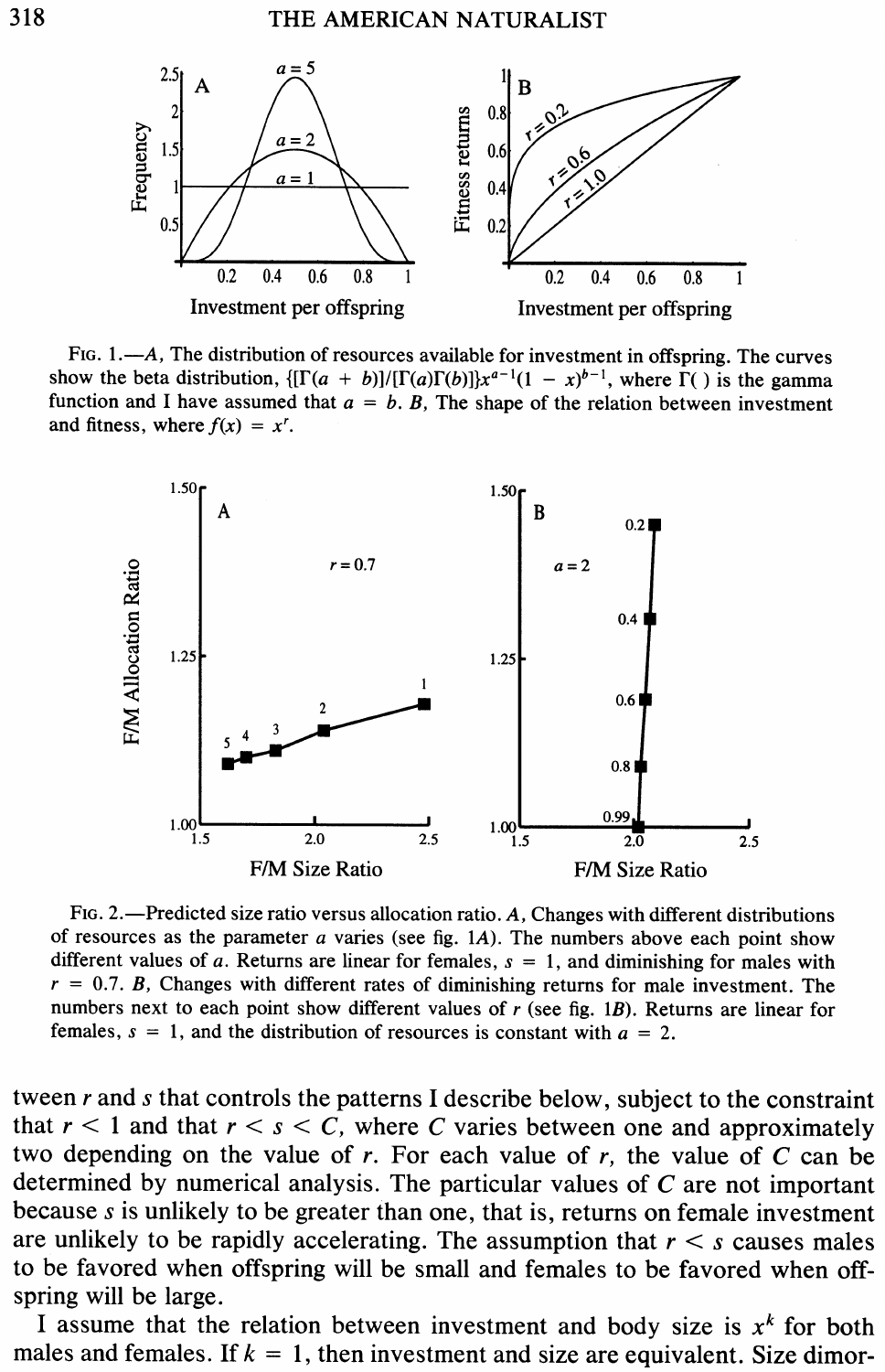FIG. 1.—*A*, The distribution of resources available for investment in offspring. The curves show the beta distribution, $\{[\Gamma(a + b)]/[\Gamma(a)\Gamma(b)]\}x^{a-1}(1 - x)^{b-1}$, where $\Gamma(\,)$ is the gamma function and I have assumed that $a = b$. *B*, The shape of the relation between investment and fitness, where $f(x) = x^r$.

FIG. 2.—Predicted size ratio versus allocation ratio. *A*, Changes with different distributions of resources as the parameter $a$ varies (see fig. 1*A*). The numbers above each point show different values of $a$. Returns are linear for females, $s = 1$, and diminishing for males with $r = 0.7$. *B*, Changes with different rates of diminishing returns for male investment. The numbers next to each point show different values of $r$ (see fig. 1*B*). Returns are linear for females, $s = 1$, and the distribution of resources is constant with $a = 2$.

tween $r$ and $s$ that controls the patterns I describe below, subject to the constraint that $r < 1$ and that $r < s < C$, where $C$ varies between one and approximately two depending on the value of $r$. For each value of $r$, the value of $C$ can be determined by numerical analysis. The particular values of $C$ are not important because $s$ is unlikely to be greater than one, that is, returns on female investment are unlikely to be rapidly accelerating. The assumption that $r < s$ causes males to be favored when offspring will be small and females to be favored when offspring will be large.

I assume that the relation between investment and body size is $x^k$ for both males and females. If $k = 1$, then investment and size are equivalent. Size dimor-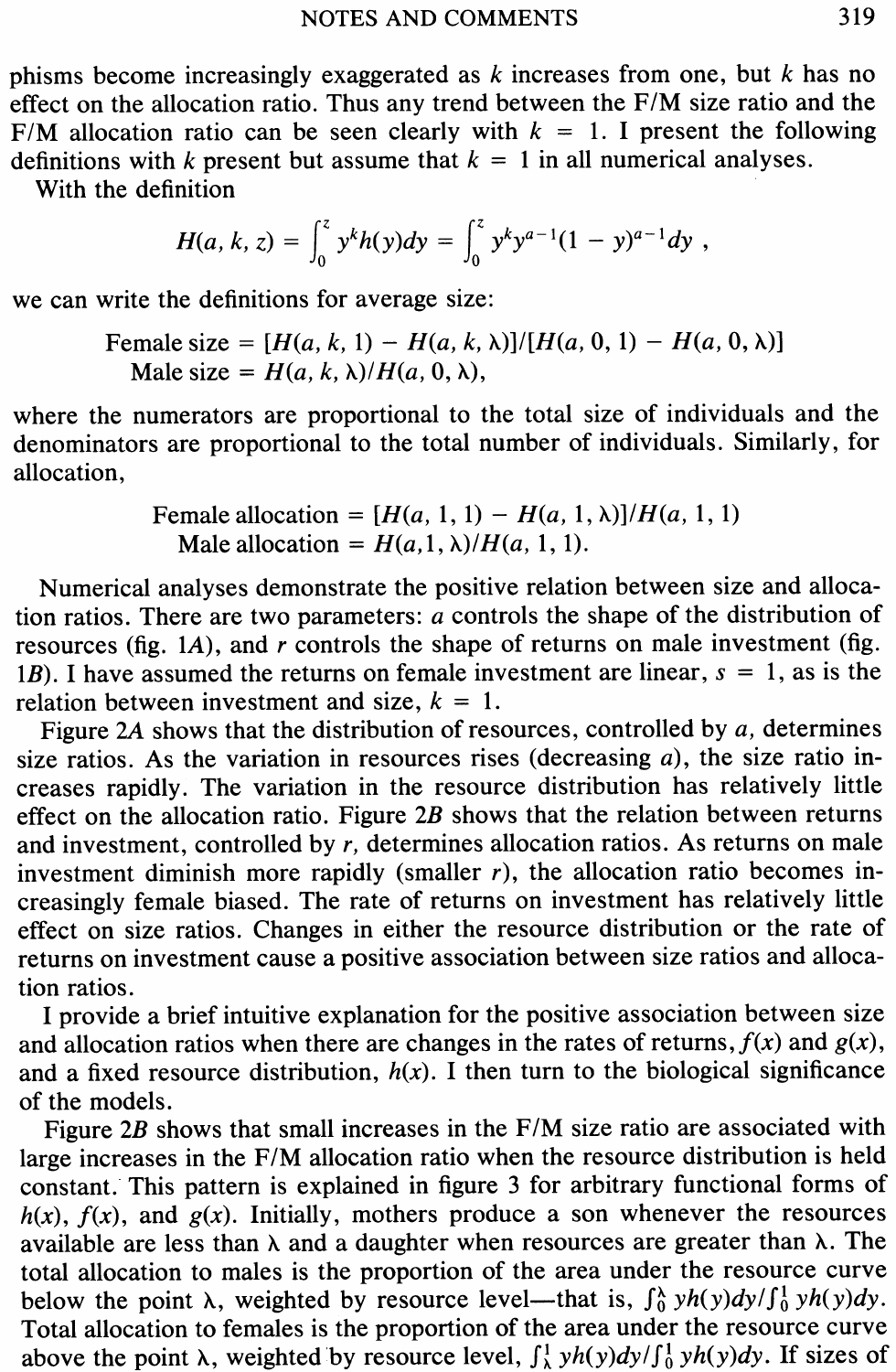phisms become increasingly exaggerated as $k$ increases from one, but $k$ has no effect on the allocation ratio. Thus any trend between the F/M size ratio and the F/M allocation ratio can be seen clearly with $k = 1$. I present the following definitions with $k$ present but assume that $k = 1$ in all numerical analyses.

With the definition

$$H(a, k, z) = \int_0^z y^k h(y) dy = \int_0^z y^k y^{a-1}(1 - y)^{a-1} dy ,$$

we can write the definitions for average size:

$$\text{Female size} = [H(a, k, 1) - H(a, k, \lambda)]/[H(a, 0, 1) - H(a, 0, \lambda)]$$
$$\text{Male size} = H(a, k, \lambda)/H(a, 0, \lambda),$$

where the numerators are proportional to the total size of individuals and the denominators are proportional to the total number of individuals. Similarly, for allocation,

$$\text{Female allocation} = [H(a, 1, 1) - H(a, 1, \lambda)]/H(a, 1, 1)$$
$$\text{Male allocation} = H(a,1, \lambda)/H(a, 1, 1).$$

Numerical analyses demonstrate the positive relation between size and allocation ratios. There are two parameters: $a$ controls the shape of the distribution of resources (fig. 1*A*), and $r$ controls the shape of returns on male investment (fig. 1*B*). I have assumed the returns on female investment are linear, $s = 1$, as is the relation between investment and size, $k = 1$.

Figure 2*A* shows that the distribution of resources, controlled by $a$, determines size ratios. As the variation in resources rises (decreasing $a$), the size ratio increases rapidly. The variation in the resource distribution has relatively little effect on the allocation ratio. Figure 2*B* shows that the relation between returns and investment, controlled by $r$, determines allocation ratios. As returns on male investment diminish more rapidly (smaller $r$), the allocation ratio becomes increasingly female biased. The rate of returns on investment has relatively little effect on size ratios. Changes in either the resource distribution or the rate of returns on investment cause a positive association between size ratios and allocation ratios.

I provide a brief intuitive explanation for the positive association between size and allocation ratios when there are changes in the rates of returns, $f(x)$ and $g(x)$, and a fixed resource distribution, $h(x)$. I then turn to the biological significance of the models.

Figure 2*B* shows that small increases in the F/M size ratio are associated with large increases in the F/M allocation ratio when the resource distribution is held constant. This pattern is explained in figure 3 for arbitrary functional forms of $h(x)$, $f(x)$, and $g(x)$. Initially, mothers produce a son whenever the resources available are less than $\lambda$ and a daughter when resources are greater than $\lambda$. The total allocation to males is the proportion of the area under the resource curve below the point $\lambda$, weighted by resource level—that is, $\int_0^\lambda yh(y)dy/\int_0^1 yh(y)dy$. Total allocation to females is the proportion of the area under the resource curve above the point $\lambda$, weighted by resource level, $\int_\lambda^1 yh(y)dy/\int_0^1 yh(y)dy$. If sizes of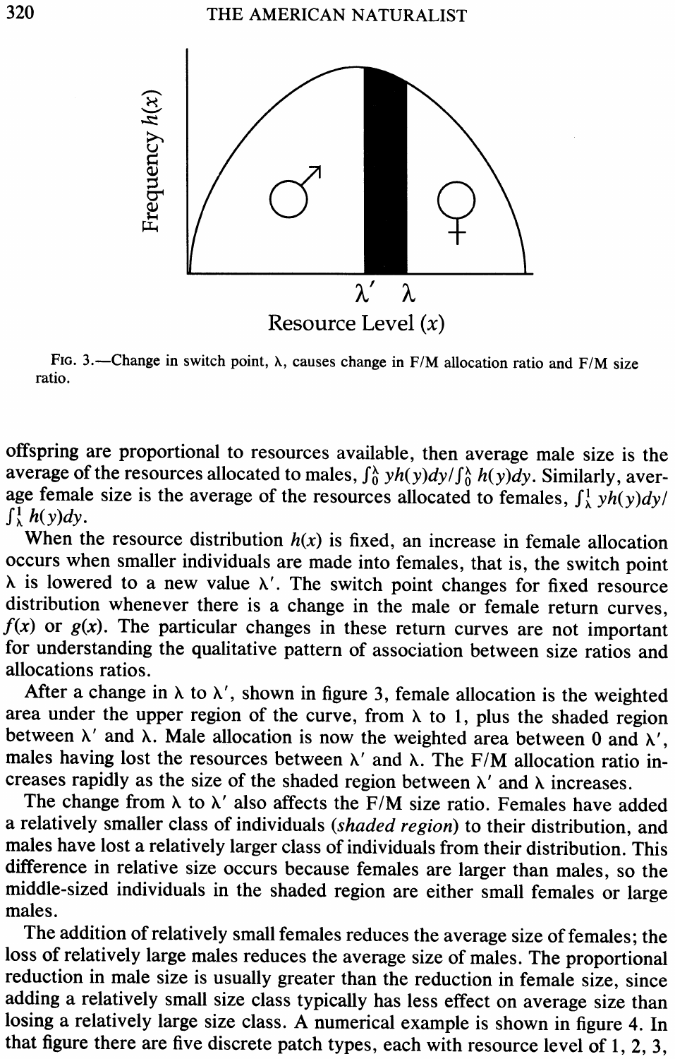FIG. 3.—Change in switch point, $\lambda$, causes change in F/M allocation ratio and F/M size ratio.

offspring are proportional to resources available, then average male size is the average of the resources allocated to males, $\int_0^\lambda yh(y)dy/\int_0^\lambda h(y)dy$. Similarly, average female size is the average of the resources allocated to females, $\int_\lambda^1 yh(y)dy/\int_\lambda^1 h(y)dy$.

When the resource distribution $h(x)$ is fixed, an increase in female allocation occurs when smaller individuals are made into females, that is, the switch point $\lambda$ is lowered to a new value $\lambda'$. The switch point changes for fixed resource distribution whenever there is a change in the male or female return curves, $f(x)$ or $g(x)$. The particular changes in these return curves are not important for understanding the qualitative pattern of association between size ratios and allocations ratios.

After a change in $\lambda$ to $\lambda'$, shown in figure 3, female allocation is the weighted area under the upper region of the curve, from $\lambda$ to 1, plus the shaded region between $\lambda'$ and $\lambda$. Male allocation is now the weighted area between 0 and $\lambda'$, males having lost the resources between $\lambda'$ and $\lambda$. The F/M allocation ratio increases rapidly as the size of the shaded region between $\lambda'$ and $\lambda$ increases.

The change from $\lambda$ to $\lambda'$ also affects the F/M size ratio. Females have added a relatively smaller class of individuals (*shaded region*) to their distribution, and males have lost a relatively larger class of individuals from their distribution. This difference in relative size occurs because females are larger than males, so the middle-sized individuals in the shaded region are either small females or large males.

The addition of relatively small females reduces the average size of females; the loss of relatively large males reduces the average size of males. The proportional reduction in male size is usually greater than the reduction in female size, since adding a relatively small size class typically has less effect on average size than losing a relatively large size class. A numerical example is shown in figure 4. In that figure there are five discrete patch types, each with resource level of 1, 2, 3,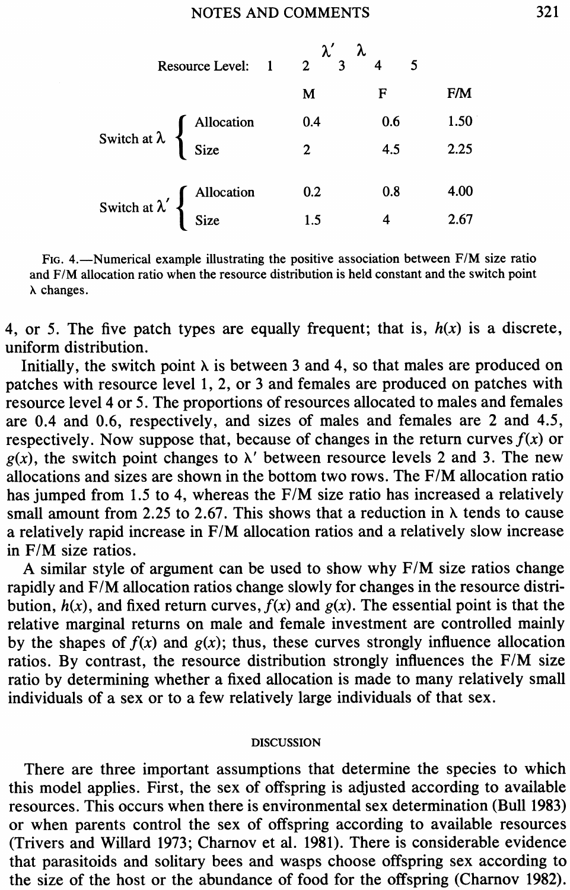| Resource Level: | 1 | 2 | $\lambda'$ 3 | $\lambda$ 4 | 5 |
|---|---|---|---|---|---|

| | | M | F | F/M |
|---|---|---|---|---|
| Switch at $\lambda$ | Allocation | 0.4 | 0.6 | 1.50 |
| | Size | 2 | 4.5 | 2.25 |
| Switch at $\lambda'$ | Allocation | 0.2 | 0.8 | 4.00 |
| | Size | 1.5 | 4 | 2.67 |

FIG. 4.—Numerical example illustrating the positive association between F/M size ratio and F/M allocation ratio when the resource distribution is held constant and the switch point $\lambda$ changes.

4, or 5. The five patch types are equally frequent; that is, $h(x)$ is a discrete, uniform distribution.

Initially, the switch point $\lambda$ is between 3 and 4, so that males are produced on patches with resource level 1, 2, or 3 and females are produced on patches with resource level 4 or 5. The proportions of resources allocated to males and females are 0.4 and 0.6, respectively, and sizes of males and females are 2 and 4.5, respectively. Now suppose that, because of changes in the return curves $f(x)$ or $g(x)$, the switch point changes to $\lambda'$ between resource levels 2 and 3. The new allocations and sizes are shown in the bottom two rows. The F/M allocation ratio has jumped from 1.5 to 4, whereas the F/M size ratio has increased a relatively small amount from 2.25 to 2.67. This shows that a reduction in $\lambda$ tends to cause a relatively rapid increase in F/M allocation ratios and a relatively slow increase in F/M size ratios.

A similar style of argument can be used to show why F/M size ratios change rapidly and F/M allocation ratios change slowly for changes in the resource distribution, $h(x)$, and fixed return curves, $f(x)$ and $g(x)$. The essential point is that the relative marginal returns on male and female investment are controlled mainly by the shapes of $f(x)$ and $g(x)$; thus, these curves strongly influence allocation ratios. By contrast, the resource distribution strongly influences the F/M size ratio by determining whether a fixed allocation is made to many relatively small individuals of a sex or to a few relatively large individuals of that sex.

## DISCUSSION

There are three important assumptions that determine the species to which this model applies. First, the sex of offspring is adjusted according to available resources. This occurs when there is environmental sex determination (Bull 1983) or when parents control the sex of offspring according to available resources (Trivers and Willard 1973; Charnov et al. 1981). There is considerable evidence that parasitoids and solitary bees and wasps choose offspring sex according to the size of the host or the abundance of food for the offspring (Charnov 1982).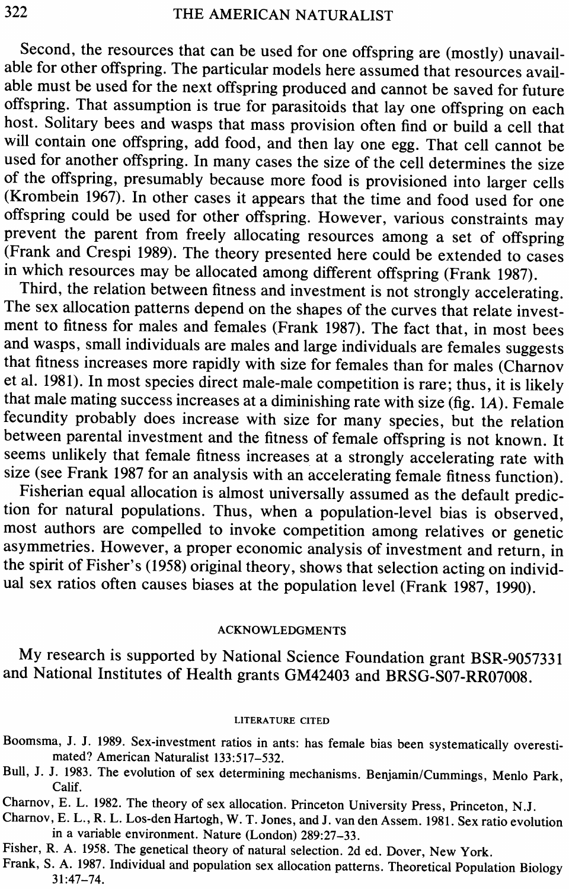Second, the resources that can be used for one offspring are (mostly) unavailable for other offspring. The particular models here assumed that resources available must be used for the next offspring produced and cannot be saved for future offspring. That assumption is true for parasitoids that lay one offspring on each host. Solitary bees and wasps that mass provision often find or build a cell that will contain one offspring, add food, and then lay one egg. That cell cannot be used for another offspring. In many cases the size of the cell determines the size of the offspring, presumably because more food is provisioned into larger cells (Krombein 1967). In other cases it appears that the time and food used for one offspring could be used for other offspring. However, various constraints may prevent the parent from freely allocating resources among a set of offspring (Frank and Crespi 1989). The theory presented here could be extended to cases in which resources may be allocated among different offspring (Frank 1987).

Third, the relation between fitness and investment is not strongly accelerating. The sex allocation patterns depend on the shapes of the curves that relate investment to fitness for males and females (Frank 1987). The fact that, in most bees and wasps, small individuals are males and large individuals are females suggests that fitness increases more rapidly with size for females than for males (Charnov et al. 1981). In most species direct male-male competition is rare; thus, it is likely that male mating success increases at a diminishing rate with size (fig. 1*A*). Female fecundity probably does increase with size for many species, but the relation between parental investment and the fitness of female offspring is not known. It seems unlikely that female fitness increases at a strongly accelerating rate with size (see Frank 1987 for an analysis with an accelerating female fitness function).

Fisherian equal allocation is almost universally assumed as the default prediction for natural populations. Thus, when a population-level bias is observed, most authors are compelled to invoke competition among relatives or genetic asymmetries. However, a proper economic analysis of investment and return, in the spirit of Fisher's (1958) original theory, shows that selection acting on individual sex ratios often causes biases at the population level (Frank 1987, 1990).

## ACKNOWLEDGMENTS

My research is supported by National Science Foundation grant BSR-9057331 and National Institutes of Health grants GM42403 and BRSG-S07-RR07008.

## LITERATURE CITED

Boomsma, J. J. 1989. Sex-investment ratios in ants: has female bias been systematically overestimated? American Naturalist 133:517–532.

Bull, J. J. 1983. The evolution of sex determining mechanisms. Benjamin/Cummings, Menlo Park, Calif.

Charnov, E. L. 1982. The theory of sex allocation. Princeton University Press, Princeton, N.J.

Charnov, E. L., R. L. Los-den Hartogh, W. T. Jones, and J. van den Assem. 1981. Sex ratio evolution in a variable environment. Nature (London) 289:27–33.

Fisher, R. A. 1958. The genetical theory of natural selection. 2d ed. Dover, New York.

Frank, S. A. 1987. Individual and population sex allocation patterns. Theoretical Population Biology 31:47–74.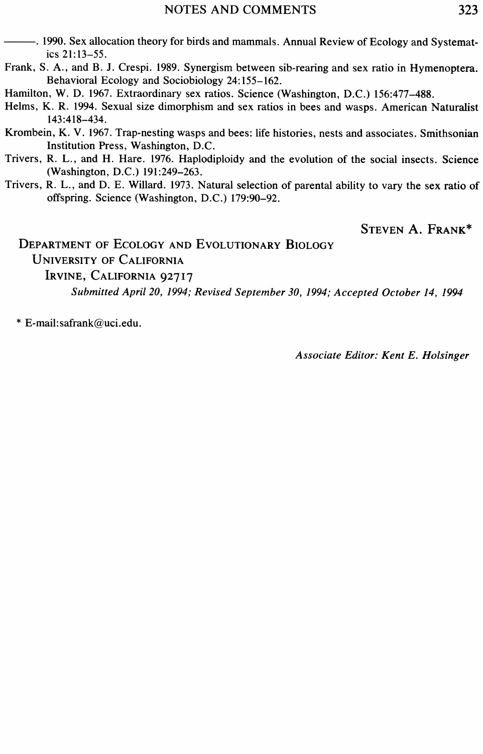———. 1990. Sex allocation theory for birds and mammals. Annual Review of Ecology and Systematics 21:13–55.

Frank, S. A., and B. J. Crespi. 1989. Synergism between sib-rearing and sex ratio in Hymenoptera. Behavioral Ecology and Sociobiology 24:155–162.

Hamilton, W. D. 1967. Extraordinary sex ratios. Science (Washington, D.C.) 156:477–488.

Helms, K. R. 1994. Sexual size dimorphism and sex ratios in bees and wasps. American Naturalist 143:418–434.

Krombein, K. V. 1967. Trap-nesting wasps and bees: life histories, nests and associates. Smithsonian Institution Press, Washington, D.C.

Trivers, R. L., and H. Hare. 1976. Haplodiploidy and the evolution of the social insects. Science (Washington, D.C.) 191:249–263.

Trivers, R. L., and D. E. Willard. 1973. Natural selection of parental ability to vary the sex ratio of offspring. Science (Washington, D.C.) 179:90–92.

STEVEN A. FRANK*

DEPARTMENT OF ECOLOGY AND EVOLUTIONARY BIOLOGY
UNIVERSITY OF CALIFORNIA
IRVINE, CALIFORNIA 92717

*Submitted April 20, 1994; Revised September 30, 1994; Accepted October 14, 1994*

* E-mail:safrank@uci.edu.

*Associate Editor: Kent E. Holsinger*